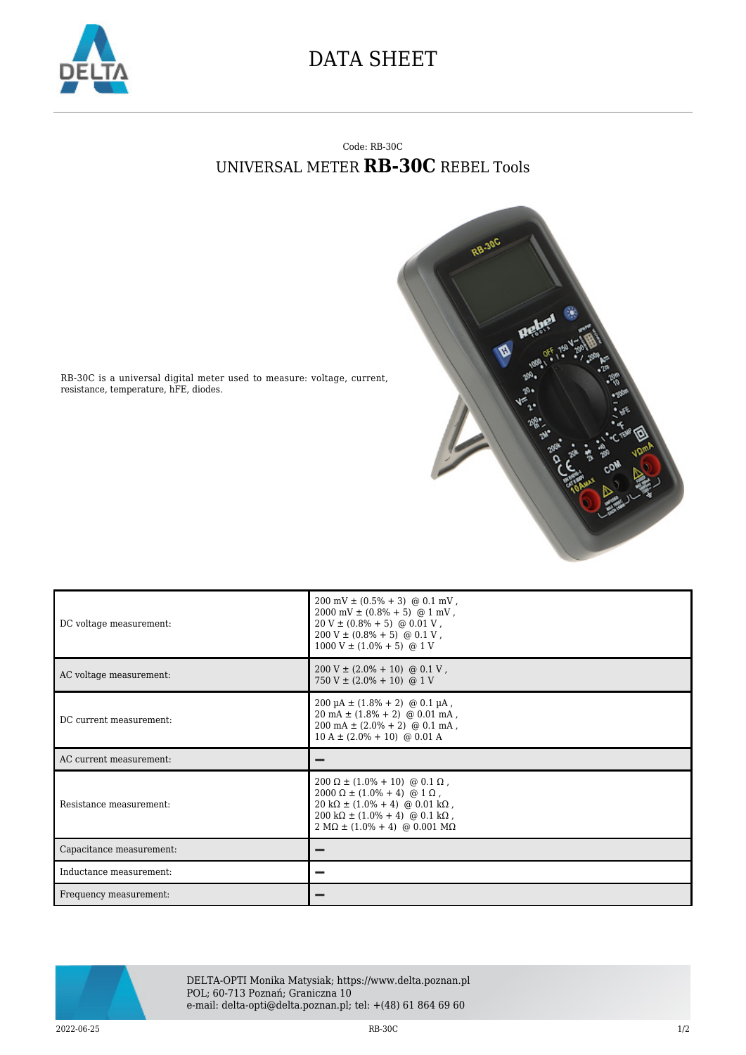# DATA SHEET

Code: RB-30C

## UNIVERSAL METER **RB-30C** REBEL Tools

RB-30C is a universal digital meter used to measure: voltage, current, resistance, temperature, hFE, diodes.

| | |
|---|---|
| DC voltage measurement: | 200 mV ± (0.5% + 3) @ 0.1 mV ,<br>2000 mV ± (0.8% + 5) @ 1 mV ,<br>20 V ± (0.8% + 5) @ 0.01 V ,<br>200 V ± (0.8% + 5) @ 0.1 V ,<br>1000 V ± (1.0% + 5) @ 1 V |
| AC voltage measurement: | 200 V ± (2.0% + 10) @ 0.1 V ,<br>750 V ± (2.0% + 10) @ 1 V |
| DC current measurement: | 200 µA ± (1.8% + 2) @ 0.1 µA ,<br>20 mA ± (1.8% + 2) @ 0.01 mA ,<br>200 mA ± (2.0% + 2) @ 0.1 mA ,<br>10 A ± (2.0% + 10) @ 0.01 A |
| AC current measurement: | – |
| Resistance measurement: | 200 Ω ± (1.0% + 10) @ 0.1 Ω ,<br>2000 Ω ± (1.0% + 4) @ 1 Ω ,<br>20 kΩ ± (1.0% + 4) @ 0.01 kΩ ,<br>200 kΩ ± (1.0% + 4) @ 0.1 kΩ ,<br>2 MΩ ± (1.0% + 4) @ 0.001 MΩ |
| Capacitance measurement: | – |
| Inductance measurement: | – |
| Frequency measurement: | – |

DELTA-OPTI Monika Matysiak; https://www.delta.poznan.pl
POL; 60-713 Poznań; Graniczna 10
e-mail: delta-opti@delta.poznan.pl; tel: +(48) 61 864 69 60

2022-06-25 RB-30C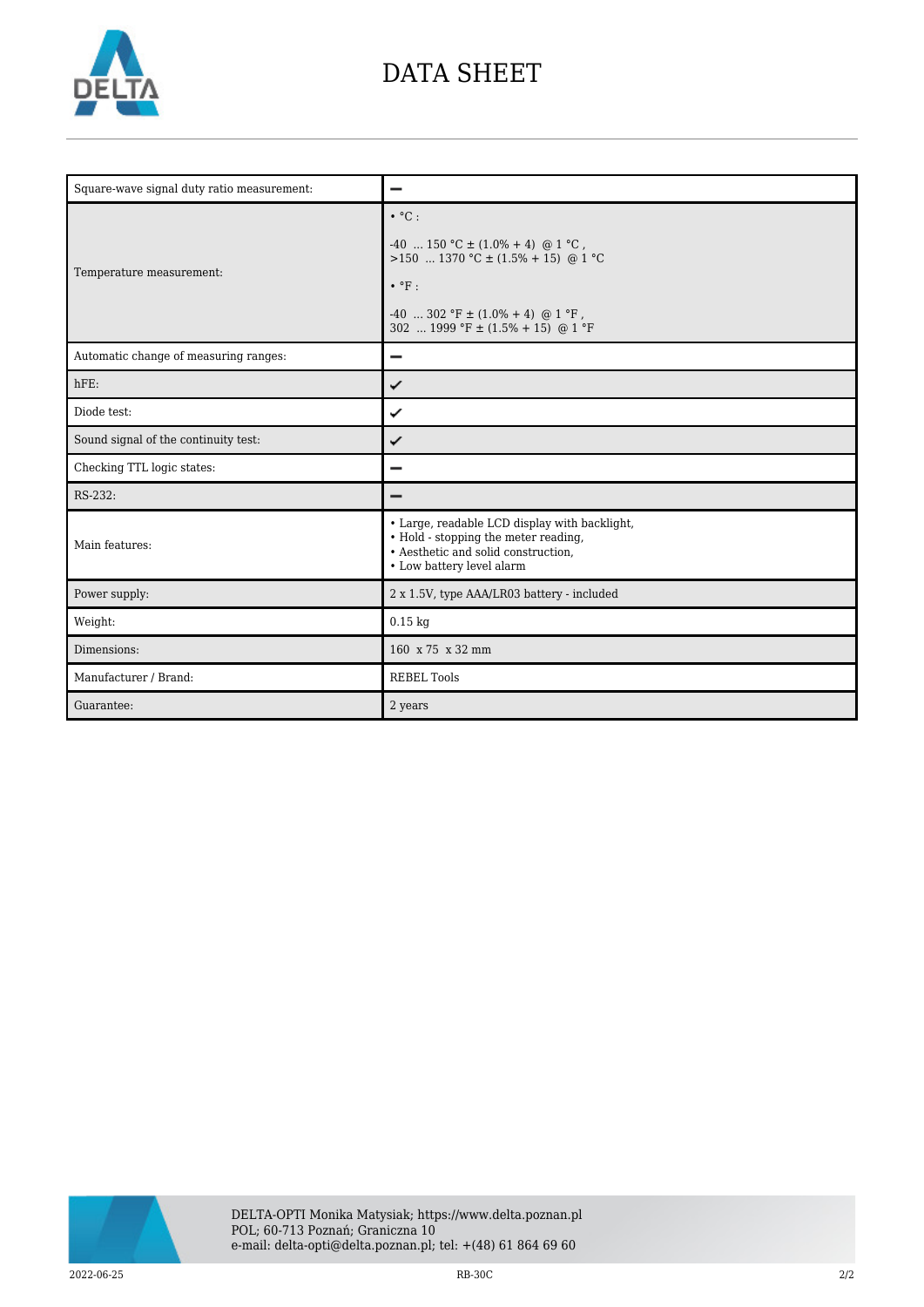# DATA SHEET

| | |
|---|---|
| Square-wave signal duty ratio measurement: | – |
| Temperature measurement: | • °C :<br><br>-40 ... 150 °C ± (1.0% + 4) @ 1 °C ,<br>>150 ... 1370 °C ± (1.5% + 15) @ 1 °C<br><br>• °F :<br><br>-40 ... 302 °F ± (1.0% + 4) @ 1 °F ,<br>302 ... 1999 °F ± (1.5% + 15) @ 1 °F |
| Automatic change of measuring ranges: | – |
| hFE: | ✓ |
| Diode test: | ✓ |
| Sound signal of the continuity test: | ✓ |
| Checking TTL logic states: | – |
| RS-232: | – |
| Main features: | • Large, readable LCD display with backlight,<br>• Hold - stopping the meter reading,<br>• Aesthetic and solid construction,<br>• Low battery level alarm |
| Power supply: | 2 x 1.5V, type AAA/LR03 battery - included |
| Weight: | 0.15 kg |
| Dimensions: | 160 x 75 x 32 mm |
| Manufacturer / Brand: | REBEL Tools |
| Guarantee: | 2 years |

DELTA-OPTI Monika Matysiak; https://www.delta.poznan.pl
POL; 60-713 Poznań; Graniczna 10
e-mail: delta-opti@delta.poznan.pl; tel: +(48) 61 864 69 60

2022-06-25 RB-30C